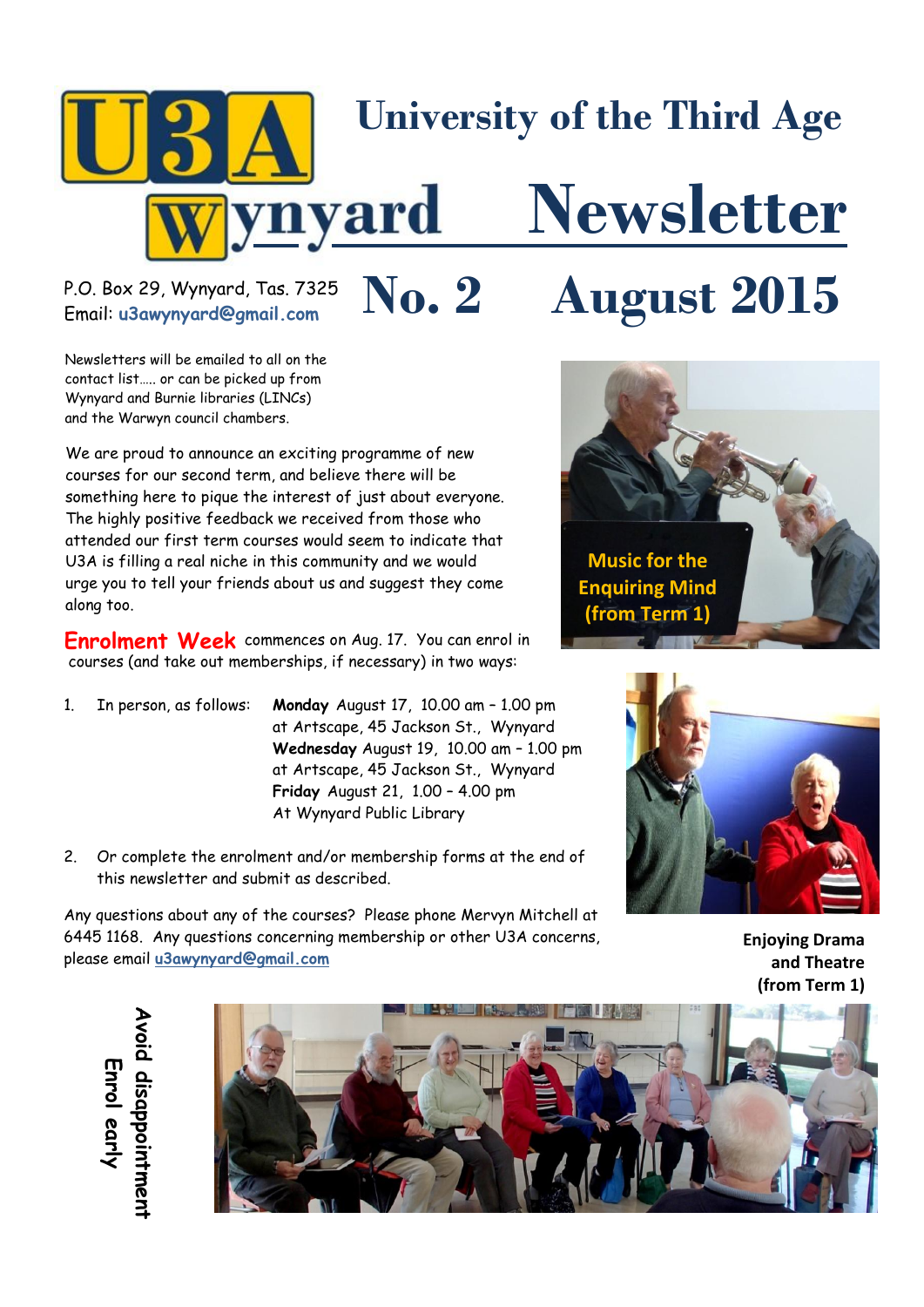# U3A Wynyard — University of the Third Age Newsletter

## No. 2 August 2015

P.O. Box 29, Wynyard, Tas. 7325
Email: u3awynyard@gmail.com

Newsletters will be emailed to all on the contact list….. or can be picked up from Wynyard and Burnie libraries (LINCs) and the Warwyn council chambers.

We are proud to announce an exciting programme of new courses for our second term, and believe there will be something here to pique the interest of just about everyone. The highly positive feedback we received from those who attended our first term courses would seem to indicate that U3A is filling a real niche in this community and we would urge you to tell your friends about us and suggest they come along too.

Music for the Enquiring Mind (from Term 1)

**Enrolment Week** commences on Aug. 17. You can enrol in courses (and take out memberships, if necessary) in two ways:

1. In person, as follows:
   **Monday** August 17, 10.00 am – 1.00 pm at Artscape, 45 Jackson St., Wynyard
   **Wednesday** August 19, 10.00 am – 1.00 pm at Artscape, 45 Jackson St., Wynyard
   **Friday** August 21, 1.00 – 4.00 pm At Wynyard Public Library
2. Or complete the enrolment and/or membership forms at the end of this newsletter and submit as described.

Any questions about any of the courses? Please phone Mervyn Mitchell at 6445 1168. Any questions concerning membership or other U3A concerns, please email u3awynyard@gmail.com

Enjoying Drama and Theatre (from Term 1)

**Avoid disappointment Enrol early**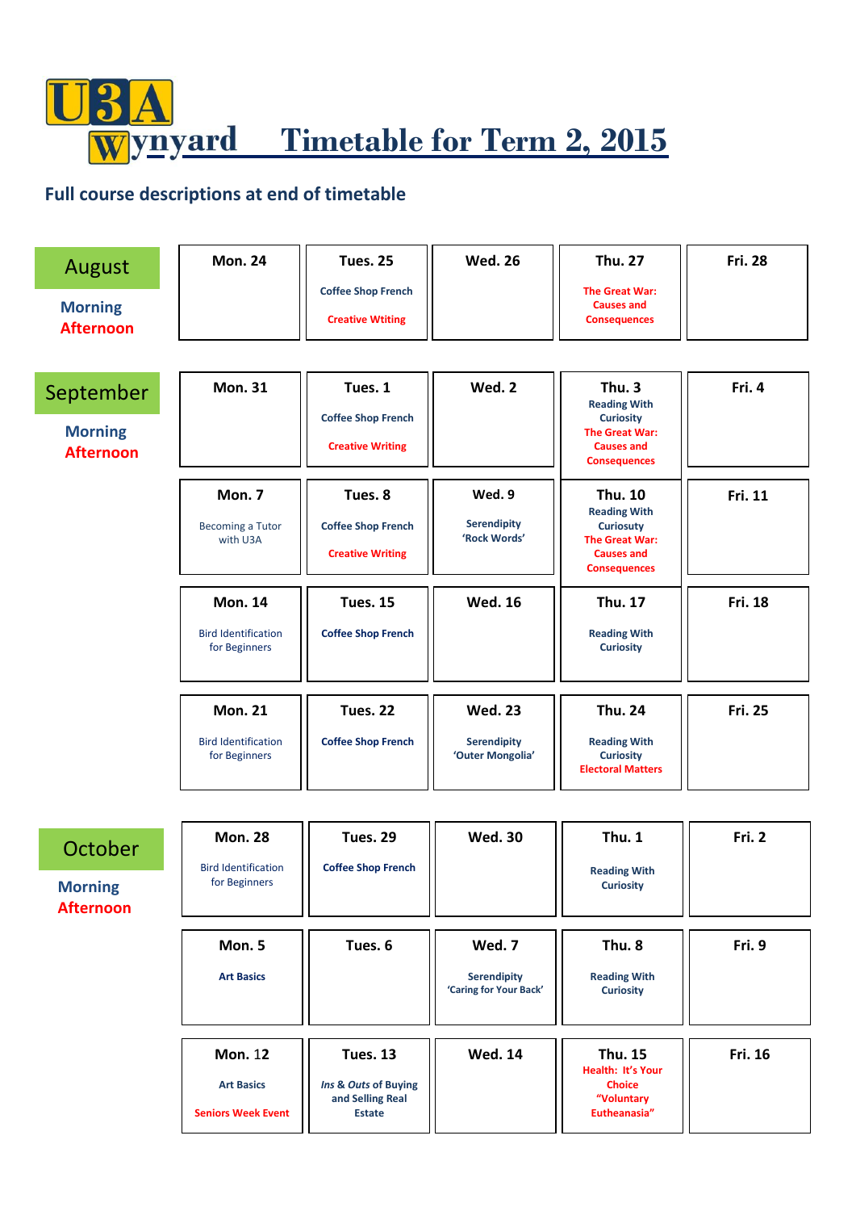# U3A Wynyard Timetable for Term 2, 2015

**Full course descriptions at end of timetable**

## August

Morning / Afternoon

| Mon. 24 | Tues. 25 | Wed. 26 | Thu. 27 | Fri. 28 |
|---|---|---|---|---|
| | Coffee Shop French<br>Creative Wtiting | | The Great War: Causes and Consequences | |

## September

Morning / Afternoon

| Mon. | Tues. | Wed. | Thu. | Fri. |
|---|---|---|---|---|
| **Mon. 31** | **Tues. 1**<br>Coffee Shop French<br>Creative Writing | **Wed. 2** | **Thu. 3**<br>Reading With Curiosity<br>The Great War: Causes and Consequences | **Fri. 4** |
| **Mon. 7**<br>Becoming a Tutor with U3A | **Tues. 8**<br>Coffee Shop French<br>Creative Writing | **Wed. 9**<br>Serendipity 'Rock Words' | **Thu. 10**<br>Reading With Curiousty<br>The Great War: Causes and Consequences | **Fri. 11** |
| **Mon. 14**<br>Bird Identification for Beginners | **Tues. 15**<br>Coffee Shop French | **Wed. 16** | **Thu. 17**<br>Reading With Curiosity | **Fri. 18** |
| **Mon. 21**<br>Bird Identification for Beginners | **Tues. 22**<br>Coffee Shop French | **Wed. 23**<br>Serendipity 'Outer Mongolia' | **Thu. 24**<br>Reading With Curiosity<br>Electoral Matters | **Fri. 25** |

## October

Morning / Afternoon

| Mon. | Tues. | Wed. | Thu. | Fri. |
|---|---|---|---|---|
| **Mon. 28**<br>Bird Identification for Beginners | **Tues. 29**<br>Coffee Shop French | **Wed. 30** | **Thu. 1**<br>Reading With Curiosity | **Fri. 2** |
| **Mon. 5**<br>Art Basics | **Tues. 6** | **Wed. 7**<br>Serendipity 'Caring for Your Back' | **Thu. 8**<br>Reading With Curiosity | **Fri. 9** |
| **Mon. 12**<br>Art Basics<br>Seniors Week Event | **Tues. 13**<br>*Ins* & *Outs* of Buying and Selling Real Estate | **Wed. 14** | **Thu. 15**<br>Health: It's Your Choice "Voluntary Eutheanasia" | **Fri. 16** |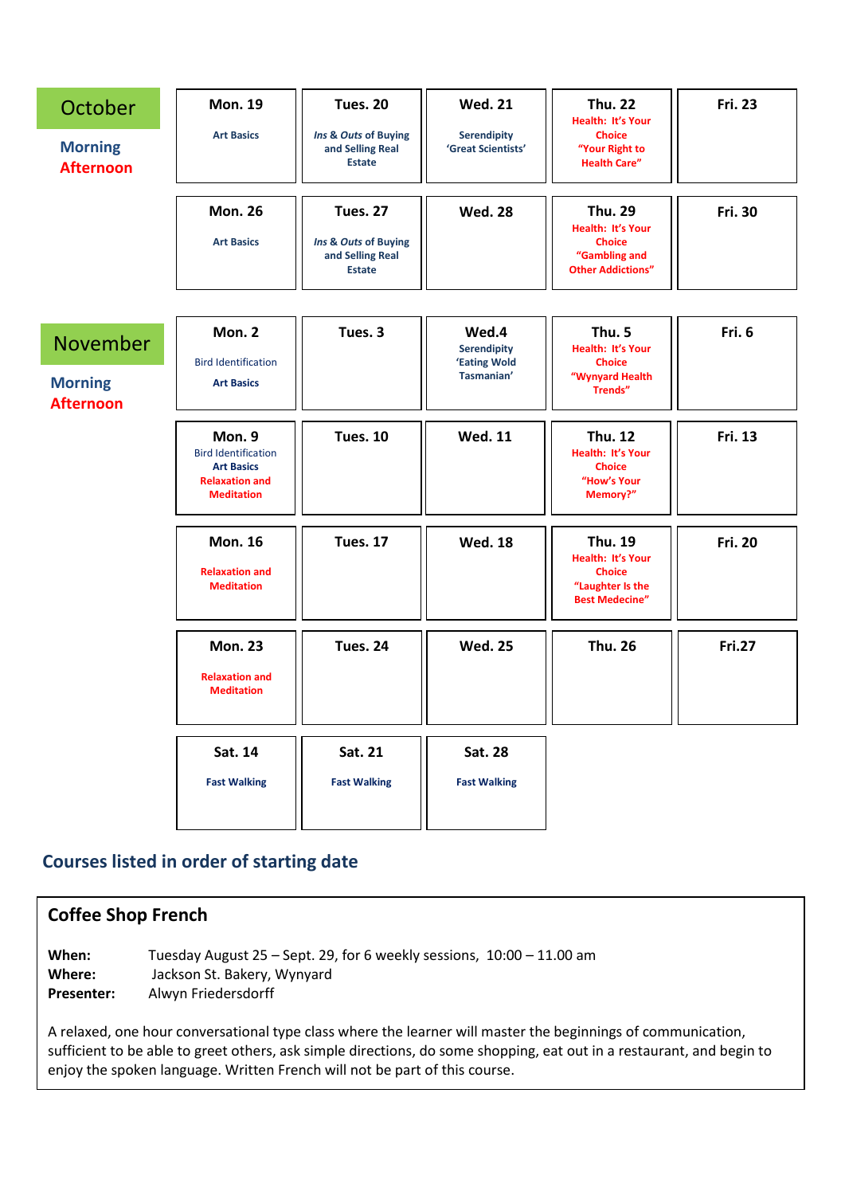**October**

Morning
Afternoon

| Mon. 19 | Tues. 20 | Wed. 21 | Thu. 22 | Fri. 23 |
|---|---|---|---|---|
| Art Basics | *Ins & Outs* of Buying and Selling Real Estate | Serendipity 'Great Scientists' | Health: It's Your Choice "Your Right to Health Care" | |

| Mon. 26 | Tues. 27 | Wed. 28 | Thu. 29 | Fri. 30 |
|---|---|---|---|---|
| Art Basics | *Ins & Outs* of Buying and Selling Real Estate | | Health: It's Your Choice "Gambling and Other Addictions" | |

**November**

Morning
Afternoon

| Mon. 2 | Tues. 3 | Wed.4 | Thu. 5 | Fri. 6 |
|---|---|---|---|---|
| Bird Identification<br>Art Basics | | Serendipity 'Eating Wold Tasmanian' | Health: It's Your Choice "Wynyard Health Trends" | |

| Mon. 9 | Tues. 10 | Wed. 11 | Thu. 12 | Fri. 13 |
|---|---|---|---|---|
| Bird Identification<br>Art Basics<br>Relaxation and Meditation | | | Health: It's Your Choice "How's Your Memory?" | |

| Mon. 16 | Tues. 17 | Wed. 18 | Thu. 19 | Fri. 20 |
|---|---|---|---|---|
| Relaxation and Meditation | | | Health: It's Your Choice "Laughter Is the Best Medecine" | |

| Mon. 23 | Tues. 24 | Wed. 25 | Thu. 26 | Fri.27 |
|---|---|---|---|---|
| Relaxation and Meditation | | | | |

| Sat. 14 | Sat. 21 | Sat. 28 |
|---|---|---|
| Fast Walking | Fast Walking | Fast Walking |

## Courses listed in order of starting date

### Coffee Shop French

**When:** Tuesday August 25 – Sept. 29, for 6 weekly sessions, 10:00 – 11.00 am
**Where:** Jackson St. Bakery, Wynyard
**Presenter:** Alwyn Friedersdorff

A relaxed, one hour conversational type class where the learner will master the beginnings of communication, sufficient to be able to greet others, ask simple directions, do some shopping, eat out in a restaurant, and begin to enjoy the spoken language. Written French will not be part of this course.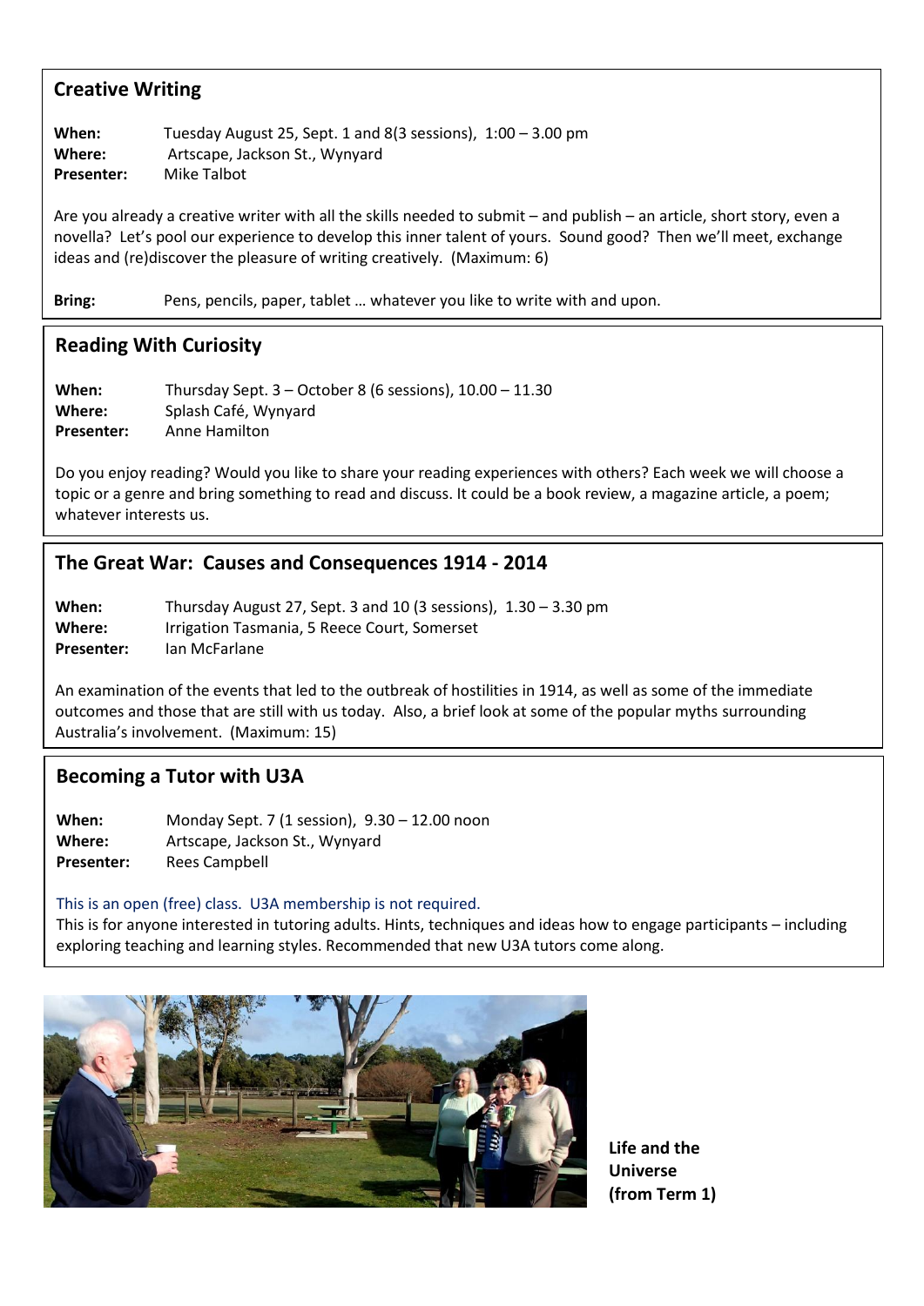## Creative Writing

**When:** Tuesday August 25, Sept. 1 and 8(3 sessions), 1:00 – 3.00 pm
**Where:** Artscape, Jackson St., Wynyard
**Presenter:** Mike Talbot

Are you already a creative writer with all the skills needed to submit – and publish – an article, short story, even a novella? Let's pool our experience to develop this inner talent of yours. Sound good? Then we'll meet, exchange ideas and (re)discover the pleasure of writing creatively. (Maximum: 6)

**Bring:** Pens, pencils, paper, tablet … whatever you like to write with and upon.

## Reading With Curiosity

**When:** Thursday Sept. 3 – October 8 (6 sessions), 10.00 – 11.30
**Where:** Splash Café, Wynyard
**Presenter:** Anne Hamilton

Do you enjoy reading? Would you like to share your reading experiences with others? Each week we will choose a topic or a genre and bring something to read and discuss. It could be a book review, a magazine article, a poem; whatever interests us.

## The Great War: Causes and Consequences 1914 - 2014

**When:** Thursday August 27, Sept. 3 and 10 (3 sessions), 1.30 – 3.30 pm
**Where:** Irrigation Tasmania, 5 Reece Court, Somerset
**Presenter:** Ian McFarlane

An examination of the events that led to the outbreak of hostilities in 1914, as well as some of the immediate outcomes and those that are still with us today. Also, a brief look at some of the popular myths surrounding Australia's involvement. (Maximum: 15)

## Becoming a Tutor with U3A

**When:** Monday Sept. 7 (1 session), 9.30 – 12.00 noon
**Where:** Artscape, Jackson St., Wynyard
**Presenter:** Rees Campbell

This is an open (free) class. U3A membership is not required.
This is for anyone interested in tutoring adults. Hints, techniques and ideas how to engage participants – including exploring teaching and learning styles. Recommended that new U3A tutors come along.

**Life and the Universe (from Term 1)**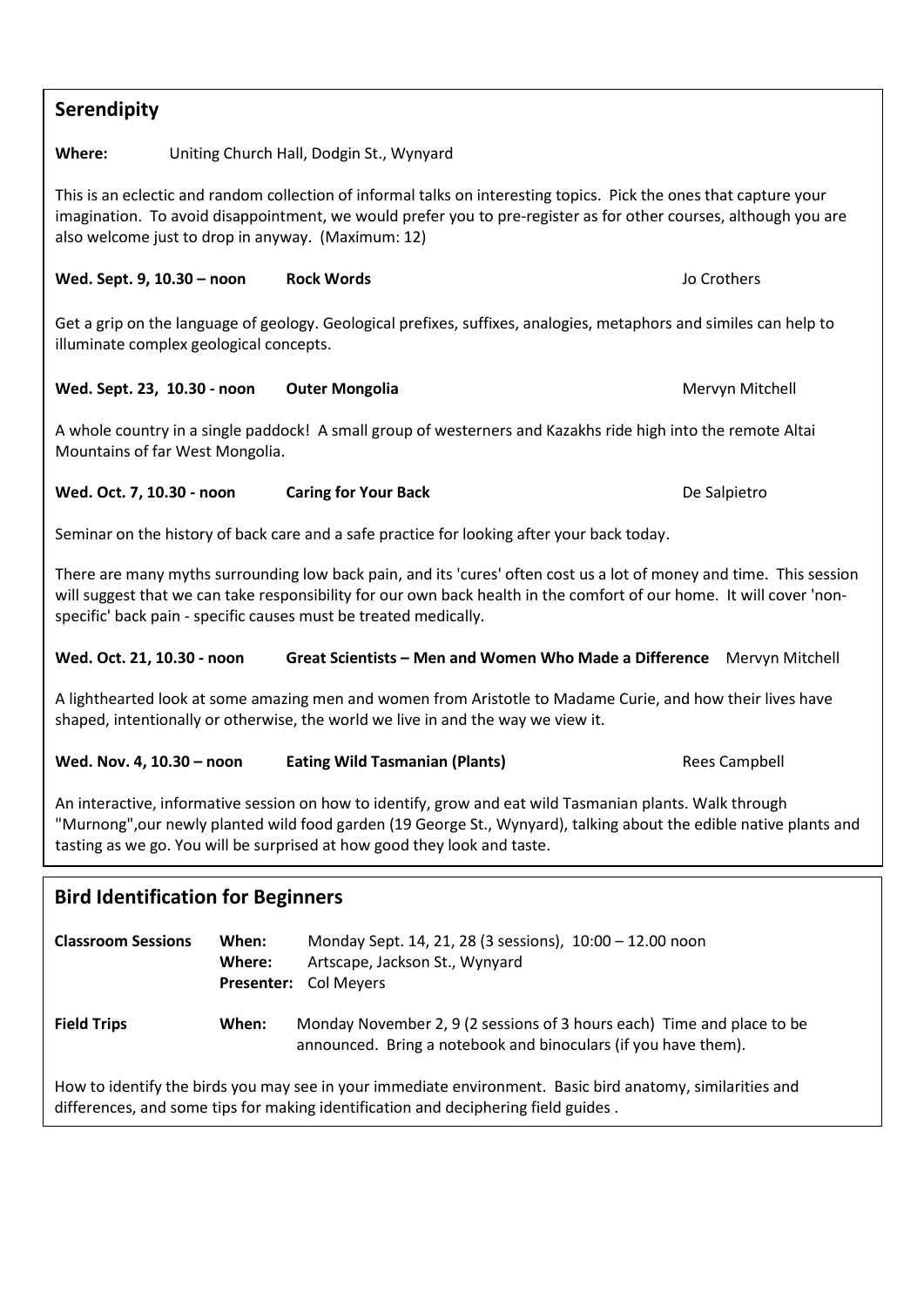## Serendipity

**Where:** Uniting Church Hall, Dodgin St., Wynyard

This is an eclectic and random collection of informal talks on interesting topics. Pick the ones that capture your imagination. To avoid disappointment, we would prefer you to pre-register as for other courses, although you are also welcome just to drop in anyway. (Maximum: 12)

**Wed. Sept. 9, 10.30 – noon** **Rock Words** Jo Crothers

Get a grip on the language of geology. Geological prefixes, suffixes, analogies, metaphors and similes can help to illuminate complex geological concepts.

**Wed. Sept. 23, 10.30 - noon** **Outer Mongolia** Mervyn Mitchell

A whole country in a single paddock! A small group of westerners and Kazakhs ride high into the remote Altai Mountains of far West Mongolia.

**Wed. Oct. 7, 10.30 - noon** **Caring for Your Back** De Salpietro

Seminar on the history of back care and a safe practice for looking after your back today.

There are many myths surrounding low back pain, and its 'cures' often cost us a lot of money and time. This session will suggest that we can take responsibility for our own back health in the comfort of our home. It will cover 'non-specific' back pain - specific causes must be treated medically.

**Wed. Oct. 21, 10.30 - noon** **Great Scientists – Men and Women Who Made a Difference** Mervyn Mitchell

A lighthearted look at some amazing men and women from Aristotle to Madame Curie, and how their lives have shaped, intentionally or otherwise, the world we live in and the way we view it.

**Wed. Nov. 4, 10.30 – noon** **Eating Wild Tasmanian (Plants)** Rees Campbell

An interactive, informative session on how to identify, grow and eat wild Tasmanian plants. Walk through "Murnong",our newly planted wild food garden (19 George St., Wynyard), talking about the edible native plants and tasting as we go. You will be surprised at how good they look and taste.

## Bird Identification for Beginners

**Classroom Sessions**
**When:** Monday Sept. 14, 21, 28 (3 sessions), 10:00 – 12.00 noon
**Where:** Artscape, Jackson St., Wynyard
**Presenter:** Col Meyers

**Field Trips**
**When:** Monday November 2, 9 (2 sessions of 3 hours each) Time and place to be announced. Bring a notebook and binoculars (if you have them).

How to identify the birds you may see in your immediate environment. Basic bird anatomy, similarities and differences, and some tips for making identification and deciphering field guides .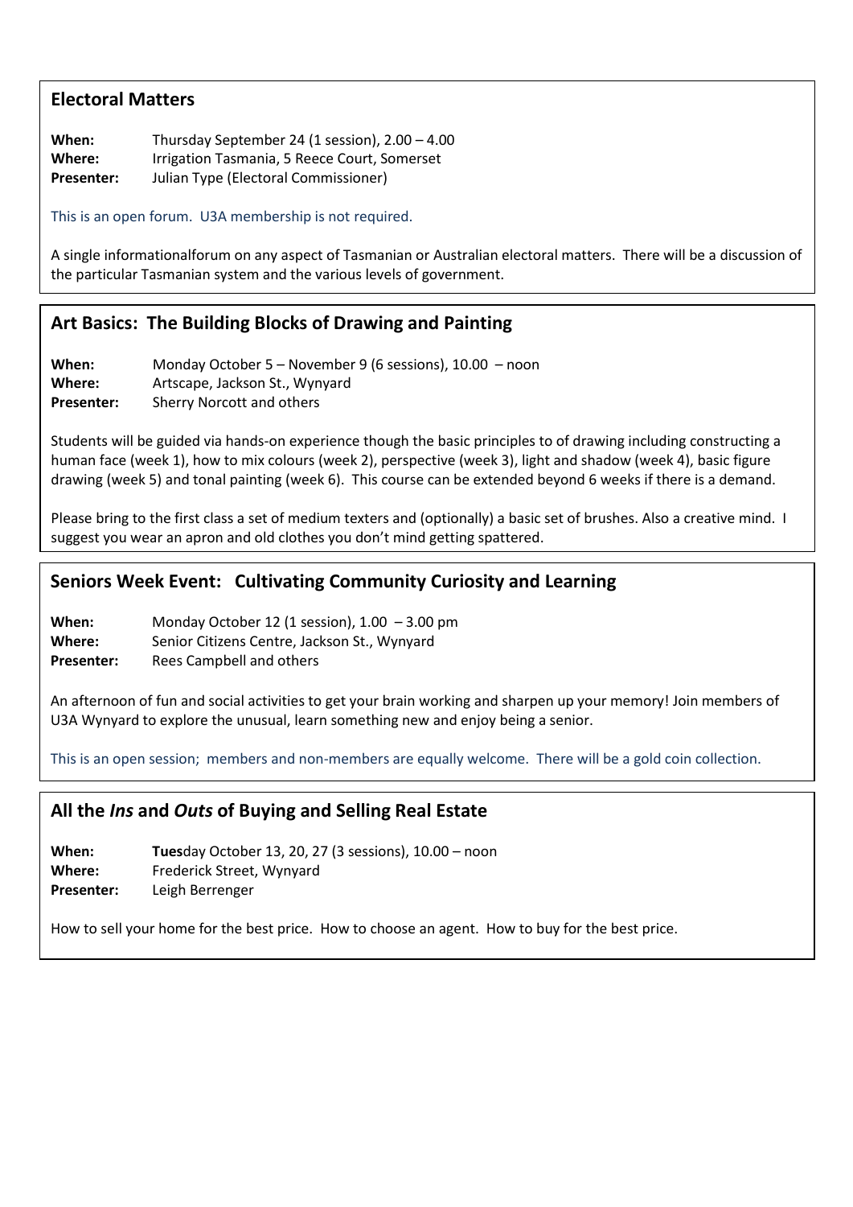## Electoral Matters

**When:** Thursday September 24 (1 session), 2.00 – 4.00
**Where:** Irrigation Tasmania, 5 Reece Court, Somerset
**Presenter:** Julian Type (Electoral Commissioner)

This is an open forum. U3A membership is not required.

A single informationalforum on any aspect of Tasmanian or Australian electoral matters. There will be a discussion of the particular Tasmanian system and the various levels of government.

## Art Basics: The Building Blocks of Drawing and Painting

**When:** Monday October 5 – November 9 (6 sessions), 10.00 – noon
**Where:** Artscape, Jackson St., Wynyard
**Presenter:** Sherry Norcott and others

Students will be guided via hands-on experience though the basic principles to of drawing including constructing a human face (week 1), how to mix colours (week 2), perspective (week 3), light and shadow (week 4), basic figure drawing (week 5) and tonal painting (week 6). This course can be extended beyond 6 weeks if there is a demand.

Please bring to the first class a set of medium texters and (optionally) a basic set of brushes. Also a creative mind. I suggest you wear an apron and old clothes you don't mind getting spattered.

## Seniors Week Event: Cultivating Community Curiosity and Learning

**When:** Monday October 12 (1 session), 1.00 – 3.00 pm
**Where:** Senior Citizens Centre, Jackson St., Wynyard
**Presenter:** Rees Campbell and others

An afternoon of fun and social activities to get your brain working and sharpen up your memory! Join members of U3A Wynyard to explore the unusual, learn something new and enjoy being a senior.

This is an open session; members and non-members are equally welcome. There will be a gold coin collection.

## All the *Ins* and *Outs* of Buying and Selling Real Estate

**When:** **Tues**day October 13, 20, 27 (3 sessions), 10.00 – noon
**Where:** Frederick Street, Wynyard
**Presenter:** Leigh Berrenger

How to sell your home for the best price. How to choose an agent. How to buy for the best price.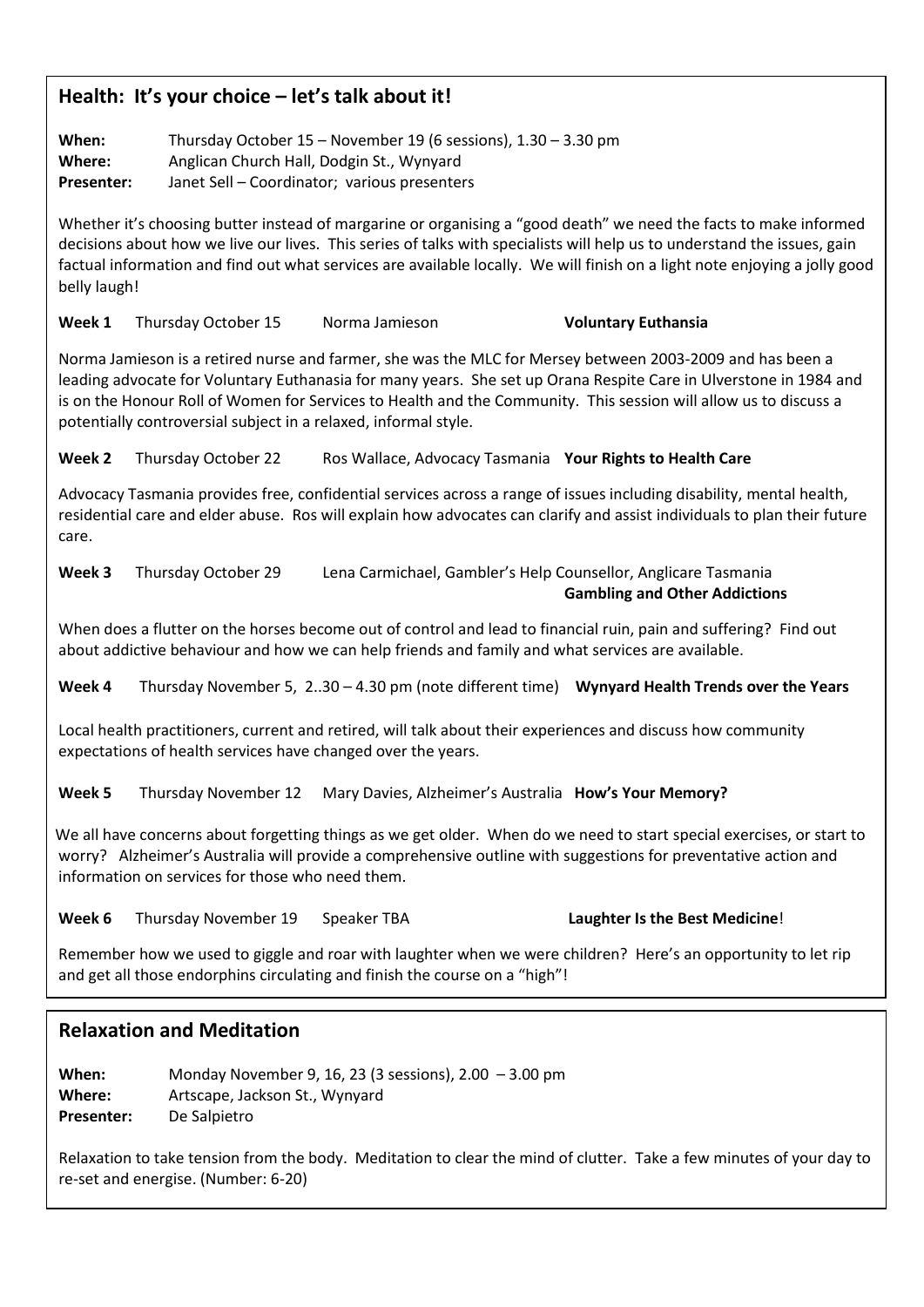## Health: It's your choice – let's talk about it!

**When:** Thursday October 15 – November 19 (6 sessions), 1.30 – 3.30 pm
**Where:** Anglican Church Hall, Dodgin St., Wynyard
**Presenter:** Janet Sell – Coordinator; various presenters

Whether it's choosing butter instead of margarine or organising a "good death" we need the facts to make informed decisions about how we live our lives. This series of talks with specialists will help us to understand the issues, gain factual information and find out what services are available locally. We will finish on a light note enjoying a jolly good belly laugh!

**Week 1** Thursday October 15 Norma Jamieson **Voluntary Euthansia**

Norma Jamieson is a retired nurse and farmer, she was the MLC for Mersey between 2003-2009 and has been a leading advocate for Voluntary Euthanasia for many years. She set up Orana Respite Care in Ulverstone in 1984 and is on the Honour Roll of Women for Services to Health and the Community. This session will allow us to discuss a potentially controversial subject in a relaxed, informal style.

**Week 2** Thursday October 22 Ros Wallace, Advocacy Tasmania **Your Rights to Health Care**

Advocacy Tasmania provides free, confidential services across a range of issues including disability, mental health, residential care and elder abuse. Ros will explain how advocates can clarify and assist individuals to plan their future care.

**Week 3** Thursday October 29 Lena Carmichael, Gambler's Help Counsellor, Anglicare Tasmania **Gambling and Other Addictions**

When does a flutter on the horses become out of control and lead to financial ruin, pain and suffering? Find out about addictive behaviour and how we can help friends and family and what services are available.

**Week 4** Thursday November 5, 2..30 – 4.30 pm (note different time) **Wynyard Health Trends over the Years**

Local health practitioners, current and retired, will talk about their experiences and discuss how community expectations of health services have changed over the years.

**Week 5** Thursday November 12 Mary Davies, Alzheimer's Australia **How's Your Memory?**

We all have concerns about forgetting things as we get older. When do we need to start special exercises, or start to worry? Alzheimer's Australia will provide a comprehensive outline with suggestions for preventative action and information on services for those who need them.

**Week 6** Thursday November 19 Speaker TBA **Laughter Is the Best Medicine**!

Remember how we used to giggle and roar with laughter when we were children? Here's an opportunity to let rip and get all those endorphins circulating and finish the course on a "high"!

## Relaxation and Meditation

**When:** Monday November 9, 16, 23 (3 sessions), 2.00 – 3.00 pm
**Where:** Artscape, Jackson St., Wynyard
**Presenter:** De Salpietro

Relaxation to take tension from the body. Meditation to clear the mind of clutter. Take a few minutes of your day to re-set and energise. (Number: 6-20)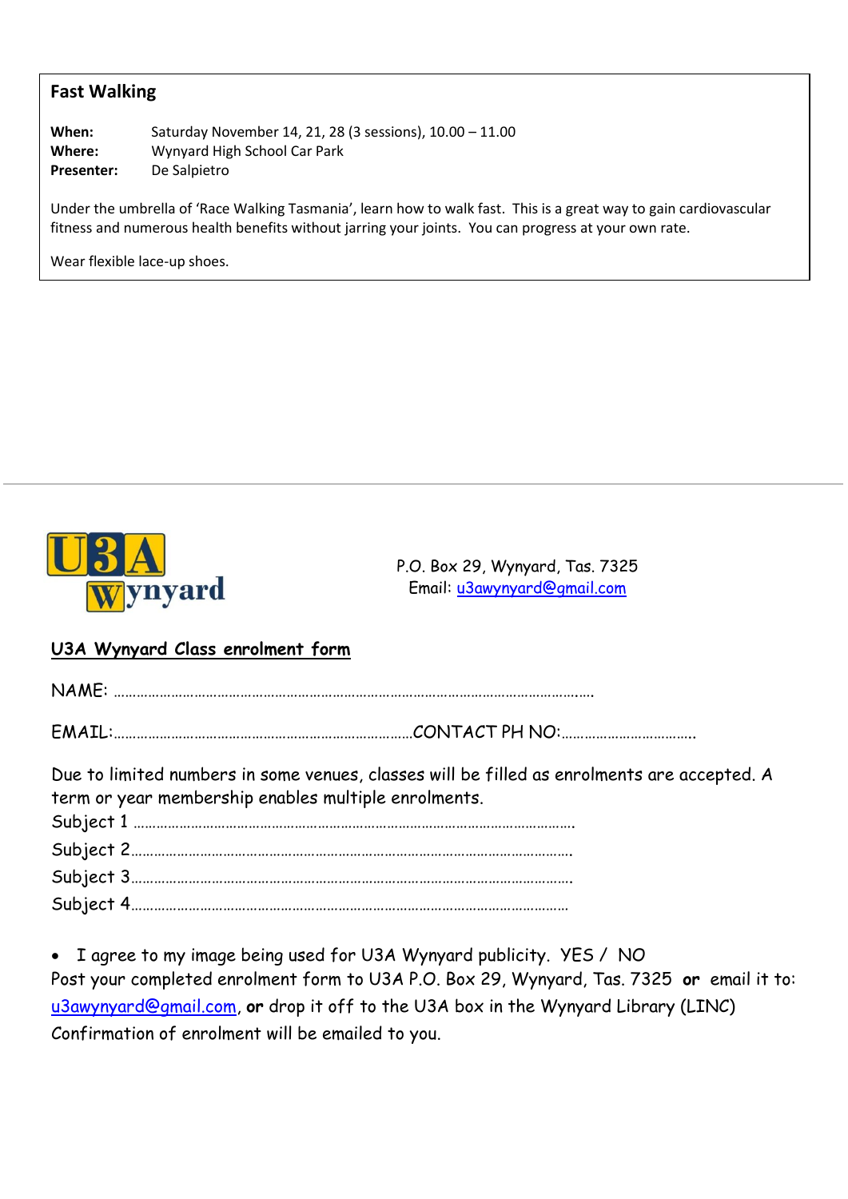## Fast Walking

**When:** Saturday November 14, 21, 28 (3 sessions), 10.00 – 11.00
**Where:** Wynyard High School Car Park
**Presenter:** De Salpietro

Under the umbrella of 'Race Walking Tasmania', learn how to walk fast. This is a great way to gain cardiovascular fitness and numerous health benefits without jarring your joints. You can progress at your own rate.

Wear flexible lace-up shoes.

---

U3A Wynyard

P.O. Box 29, Wynyard, Tas. 7325
Email: u3awynyard@gmail.com

**U3A Wynyard Class enrolment form**

NAME: ……………………………………………………………………………………………………….

EMAIL:……………………………………………………………………CONTACT PH NO:……………………………..

Due to limited numbers in some venues, classes will be filled as enrolments are accepted. A term or year membership enables multiple enrolments.

Subject 1 …………………………………………………………………………………………………

Subject 2…………………………………………………………………………………………………

Subject 3…………………………………………………………………………………………………

Subject 4…………………………………………………………………………………………………

- I agree to my image being used for U3A Wynyard publicity. YES / NO

Post your completed enrolment form to U3A P.O. Box 29, Wynyard, Tas. 7325 **or** email it to: u3awynyard@gmail.com, **or** drop it off to the U3A box in the Wynyard Library (LINC)

Confirmation of enrolment will be emailed to you.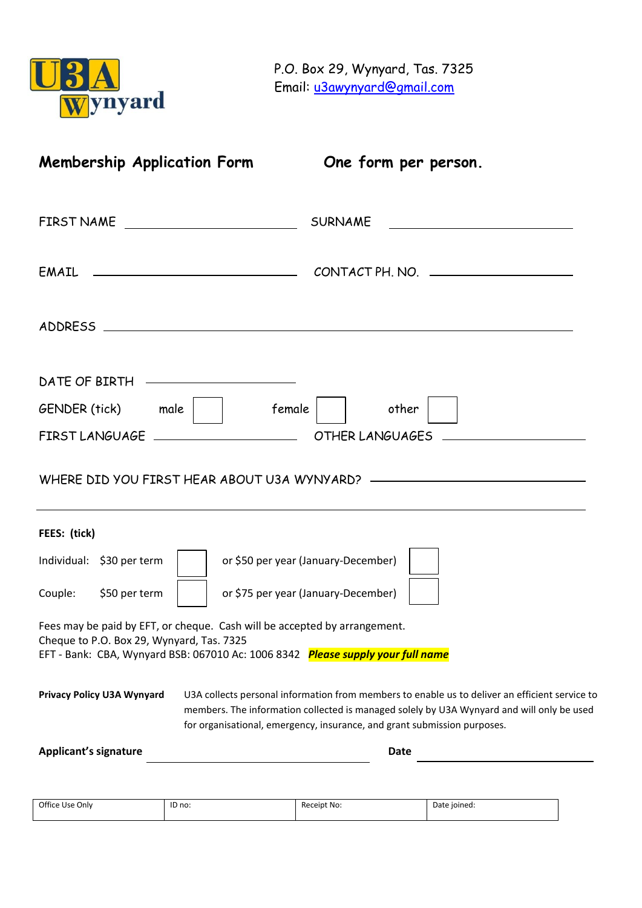U3A Wynyard

P.O. Box 29, Wynyard, Tas. 7325
Email: u3awynyard@gmail.com

## Membership Application Form

**One form per person.**

FIRST NAME ____________________ SURNAME ____________________

EMAIL ____________________ CONTACT PH. NO. ____________________

ADDRESS ________________________________________

DATE OF BIRTH ____________________

GENDER (tick) male ☐ female ☐ other ☐

FIRST LANGUAGE ____________________ OTHER LANGUAGES ____________________

WHERE DID YOU FIRST HEAR ABOUT U3A WYNYARD? ____________________

**FEES: (tick)**

Individual: $30 per term ☐ or $50 per year (January-December) ☐

Couple: $50 per term ☐ or $75 per year (January-December) ☐

Fees may be paid by EFT, or cheque. Cash will be accepted by arrangement.
Cheque to P.O. Box 29, Wynyard, Tas. 7325
EFT - Bank: CBA, Wynyard BSB: 067010 Ac: 1006 8342 ***Please supply your full name***

**Privacy Policy U3A Wynyard** U3A collects personal information from members to enable us to deliver an efficient service to members. The information collected is managed solely by U3A Wynyard and will only be used for organisational, emergency, insurance, and grant submission purposes.

**Applicant's signature** ____________________ **Date** ____________________

| Office Use Only | ID no: | Receipt No: | Date joined: |
|---|---|---|---|